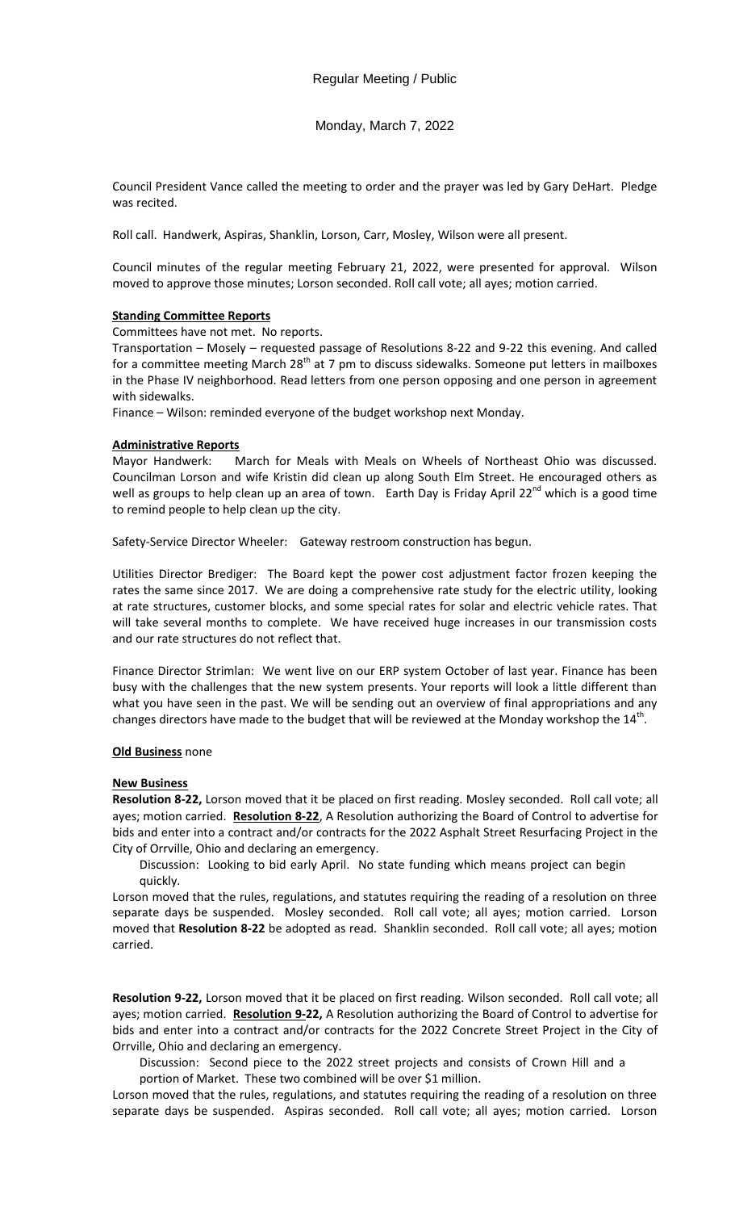Regular Meeting / Public

Monday, March 7, 2022

Council President Vance called the meeting to order and the prayer was led by Gary DeHart. Pledge was recited.

Roll call. Handwerk, Aspiras, Shanklin, Lorson, Carr, Mosley, Wilson were all present.

Council minutes of the regular meeting February 21, 2022, were presented for approval. Wilson moved to approve those minutes; Lorson seconded. Roll call vote; all ayes; motion carried.

**Standing Committee Reports**

Committees have not met. No reports.

Transportation – Mosely – requested passage of Resolutions 8-22 and 9-22 this evening. And called for a committee meeting March 28th at 7 pm to discuss sidewalks. Someone put letters in mailboxes in the Phase IV neighborhood. Read letters from one person opposing and one person in agreement with sidewalks.

Finance – Wilson: reminded everyone of the budget workshop next Monday.

**Administrative Reports**

Mayor Handwerk: March for Meals with Meals on Wheels of Northeast Ohio was discussed. Councilman Lorson and wife Kristin did clean up along South Elm Street. He encouraged others as well as groups to help clean up an area of town. Earth Day is Friday April 22nd which is a good time to remind people to help clean up the city.

Safety-Service Director Wheeler: Gateway restroom construction has begun.

Utilities Director Brediger: The Board kept the power cost adjustment factor frozen keeping the rates the same since 2017. We are doing a comprehensive rate study for the electric utility, looking at rate structures, customer blocks, and some special rates for solar and electric vehicle rates. That will take several months to complete. We have received huge increases in our transmission costs and our rate structures do not reflect that.

Finance Director Strimlan: We went live on our ERP system October of last year. Finance has been busy with the challenges that the new system presents. Your reports will look a little different than what you have seen in the past. We will be sending out an overview of final appropriations and any changes directors have made to the budget that will be reviewed at the Monday workshop the 14th.

**Old Business** none

**New Business**

**Resolution 8-22,** Lorson moved that it be placed on first reading. Mosley seconded. Roll call vote; all ayes; motion carried. **Resolution 8-22**, A Resolution authorizing the Board of Control to advertise for bids and enter into a contract and/or contracts for the 2022 Asphalt Street Resurfacing Project in the City of Orrville, Ohio and declaring an emergency.

Discussion: Looking to bid early April. No state funding which means project can begin quickly.

Lorson moved that the rules, regulations, and statutes requiring the reading of a resolution on three separate days be suspended. Mosley seconded. Roll call vote; all ayes; motion carried. Lorson moved that **Resolution 8-22** be adopted as read. Shanklin seconded. Roll call vote; all ayes; motion carried.

**Resolution 9-22,** Lorson moved that it be placed on first reading. Wilson seconded. Roll call vote; all ayes; motion carried. **Resolution 9-22,** A Resolution authorizing the Board of Control to advertise for bids and enter into a contract and/or contracts for the 2022 Concrete Street Project in the City of Orrville, Ohio and declaring an emergency.

Discussion: Second piece to the 2022 street projects and consists of Crown Hill and a portion of Market. These two combined will be over $1 million.

Lorson moved that the rules, regulations, and statutes requiring the reading of a resolution on three separate days be suspended. Aspiras seconded. Roll call vote; all ayes; motion carried. Lorson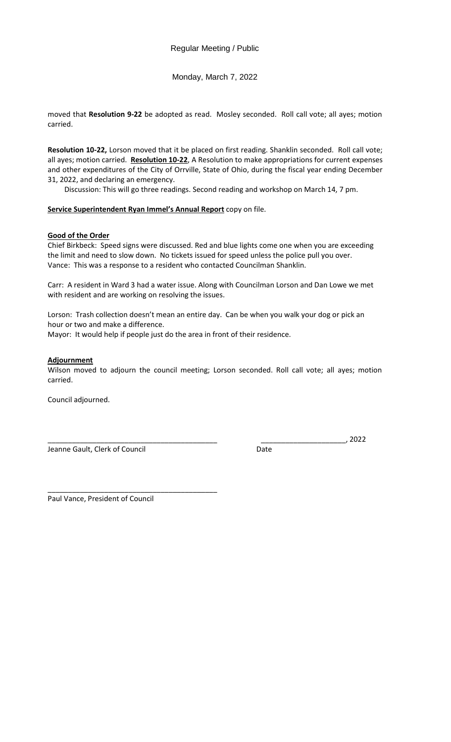moved that **Resolution 9-22** be adopted as read. Mosley seconded. Roll call vote; all ayes; motion carried.

**Resolution 10-22,** Lorson moved that it be placed on first reading. Shanklin seconded. Roll call vote; all ayes; motion carried. **Resolution 10-22**, A Resolution to make appropriations for current expenses and other expenditures of the City of Orrville, State of Ohio, during the fiscal year ending December 31, 2022, and declaring an emergency.

Discussion: This will go three readings. Second reading and workshop on March 14, 7 pm.

**Service Superintendent Ryan Immel's Annual Report** copy on file.

**Good of the Order**

Chief Birkbeck: Speed signs were discussed. Red and blue lights come one when you are exceeding the limit and need to slow down. No tickets issued for speed unless the police pull you over.
Vance: This was a response to a resident who contacted Councilman Shanklin.

Carr: A resident in Ward 3 had a water issue. Along with Councilman Lorson and Dan Lowe we met with resident and are working on resolving the issues.

Lorson: Trash collection doesn't mean an entire day. Can be when you walk your dog or pick an hour or two and make a difference.
Mayor: It would help if people just do the area in front of their residence.

**Adjournment**

Wilson moved to adjourn the council meeting; Lorson seconded. Roll call vote; all ayes; motion carried.

Council adjourned.

___________________________________________ _____________________, 2022
Jeanne Gault, Clerk of Council Date

___________________________________________
Paul Vance, President of Council